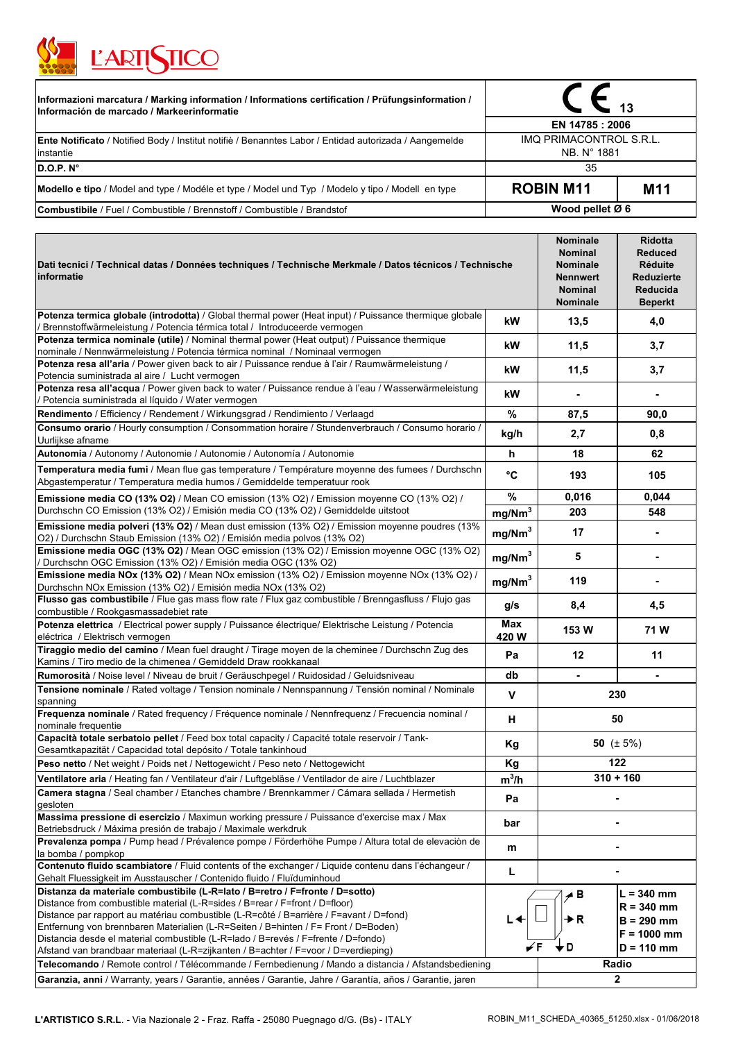# L'ARTISTICO

| Informazioni marcatura / Marking information / Informations certification / Prüfungsinformation / Información de marcado / Markeerinformatie | CE 13 | |
|---|---|---|
| | EN 14785 : 2006 | |
| **Ente Notificato** / Notified Body / Institut notifiè / Benanntes Labor / Entidad autorizada / Aangemelde instantie | IMQ PRIMACONTROL S.R.L. NB. N° 1881 | |
| **D.O.P. N°** | 35 | |
| **Modello e tipo** / Model and type / Modéle et type / Model und Typ / Modelo y tipo / Modell en type | **ROBIN M11** | **M11** |
| **Combustibile** / Fuel / Combustible / Brennstoff / Combustible / Brandstof | **Wood pellet Ø 6** | |

| **Dati tecnici / Technical datas / Données techniques / Technische Merkmale / Datos técnicos / Technische informatie** | | **Nominale Nominal Nominale Nennwert Nominal Nominale** | **Ridotta Reduced Réduite Reduzierte Reducida Beperkt** |
|---|---|---|---|
| **Potenza termica globale (introdotta)** / Global thermal power (Heat input) / Puissance thermique globale / Brennstoffwärmeleistung / Potencia térmica total / Introduceerde vermogen | kW | 13,5 | 4,0 |
| **Potenza termica nominale (utile)** / Nominal thermal power (Heat output) / Puissance thermique nominale / Nennwärmeleistung / Potencia térmica nominal / Nominaal vermogen | kW | 11,5 | 3,7 |
| **Potenza resa all'aria** / Power given back to air / Puissance rendue à l'air / Raumwärmeleistung / Potencia suministrada al aire / Lucht vermogen | kW | 11,5 | 3,7 |
| **Potenza resa all'acqua** / Power given back to water / Puissance rendue à l'eau / Wasserwärmeleistung / Potencia suministrada al líquido / Water vermogen | kW | - | - |
| **Rendimento** / Efficiency / Rendement / Wirkungsgrad / Rendimiento / Verlaagd | % | 87,5 | 90,0 |
| **Consumo orario** / Hourly consumption / Consommation horaire / Stundenverbrauch / Consumo horario / Uurlijkse afname | kg/h | 2,7 | 0,8 |
| **Autonomia** / Autonomy / Autonomie / Autonomie / Autonomía / Autonomie | h | 18 | 62 |
| **Temperatura media fumi** / Mean flue gas temperature / Température moyenne des fumees / Durchschn Abgastemperatur / Temperatura media humos / Gemiddelde temperatuur rook | °C | 193 | 105 |
| **Emissione media CO (13% O2)** / Mean CO emission (13% O2) / Emission moyenne CO (13% O2) / Durchschn CO Emission (13% O2) / Emisión media CO (13% O2) / Gemiddelde uitstoot | % | 0,016 | 0,044 |
| | mg/Nm³ | 203 | 548 |
| **Emissione media polveri (13% O2)** / Mean dust emission (13% O2) / Emission moyenne poudres (13% O2) / Durchschn Staub Emission (13% O2) / Emisión media polvos (13% O2) | mg/Nm³ | 17 | - |
| **Emissione media OGC (13% O2)** / Mean OGC emission (13% O2) / Emission moyenne OGC (13% O2) / Durchschn OGC Emission (13% O2) / Emisión media OGC (13% O2) | mg/Nm³ | 5 | - |
| **Emissione media NOx (13% O2)** / Mean NOx emission (13% O2) / Emission moyenne NOx (13% O2) / Durchschn NOx Emission (13% O2) / Emisión media NOx (13% O2) | mg/Nm³ | 119 | - |
| **Flusso gas combustibile** / Flue gas mass flow rate / Flux gaz combustible / Brenngasfluss / Flujo gas combustible / Rookgasmassadebiet rate | g/s | 8,4 | 4,5 |
| **Potenza elettrica** / Electrical power supply / Puissance électrique/ Elektrische Leistung / Potencia eléctrica / Elektrisch vermogen | Max 420 W | 153 W | 71 W |
| **Tiraggio medio del camino** / Mean fuel draught / Tirage moyen de la cheminee / Durchschn Zug des Kamins / Tiro medio de la chimenea / Gemiddeld Draw rookkanaal | Pa | 12 | 11 |
| **Rumorosità** / Noise level / Niveau de bruit / Geräuschpegel / Ruidosidad / Geluidsniveau | db | - | - |
| **Tensione nominale** / Rated voltage / Tension nominale / Nennspannung / Tensión nominal / Nominale spanning | V | 230 | |
| **Frequenza nominale** / Rated frequency / Fréquence nominale / Nennfrequenz / Frecuencia nominal / nominale frequentie | H | 50 | |
| **Capacità totale serbatoio pellet** / Feed box total capacity / Capacité totale reservoir / Tank-Gesamtkapazität / Capacidad total depósito / Totale tankinhoud | Kg | 50 (± 5%) | |
| **Peso netto** / Net weight / Poids net / Nettogewicht / Peso neto / Nettogewicht | Kg | 122 | |
| **Ventilatore aria** / Heating fan / Ventilateur d'air / Luftgebläse / Ventilador de aire / Luchtblazer | m³/h | 310 + 160 | |
| **Camera stagna** / Seal chamber / Etanches chambre / Brennkammer / Cámara sellada / Hermetish gesloten | Pa | - | |
| **Massima pressione di esercizio** / Maximun working pressure / Puissance d'exercise max / Max Betriebsdruck / Máxima presión de trabajo / Maximale werkdruk | bar | - | |
| **Prevalenza pompa** / Pump head / Prévalence pompe / Förderhöhe Pumpe / Altura total de elevaciòn de la bomba / pompkop | m | - | |
| **Contenuto fluido scambiatore** / Fluid contents of the exchanger / Liquide contenu dans l'échangeur / Gehalt Fluessigkeit im Ausstauscher / Contenido fluido / Fluïduminhoud | L | - | |
| **Distanza da materiale combustibile (L-R=lato / B=retro / F=fronte / D=sotto)** / Distance from combustible material (L-R=sides / B=rear / F=front / D=floor) / Distance par rapport au matériau combustible (L-R=côté / B=arrière / F=avant / D=fond) / Entfernung von brennbaren Materialien (L-R=Seiten / B=hinten / F= Front / D=Boden) / Distancia desde el material combustible (L-R=lado / B=revés / F=frente / D=fondo) / Afstand van brandbaar materiaal (L-R=zijkanten / B=achter / F=voor / D=verdieping) | | L, R, B, F, D | **L = 340 mm** **R = 340 mm** **B = 290 mm** **F = 1000 mm** **D = 110 mm** |
| **Telecomando** / Remote control / Télécommande / Fernbedienung / Mando a distancia / Afstandsbediening | | **Radio** | |
| **Garanzia, anni** / Warranty, years / Garantie, années / Garantie, Jahre / Garantía, años / Garantie, jaren | | **2** | |

**L'ARTISTICO S.R.L.** - Via Nazionale 2 - Fraz. Raffa - 25080 Puegnago d/G. (Bs) - ITALY

ROBIN_M11_SCHEDA_40365_51250.xlsx - 01/06/2018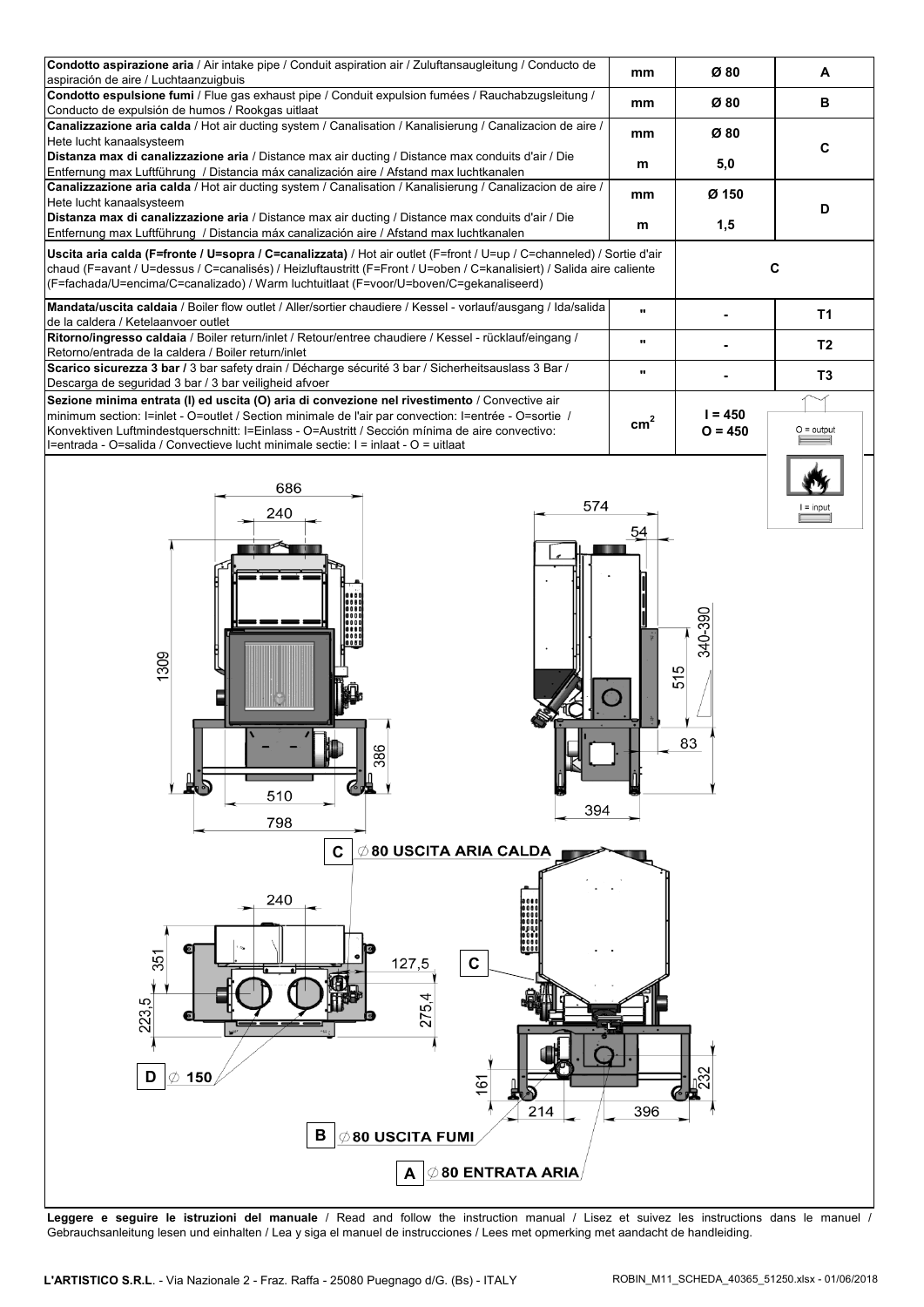| | | | |
|---|---|---|---|
| **Condotto aspirazione aria** / Air intake pipe / Conduit aspiration air / Zuluftansaugleitung / Conducto de aspiración de aire / Luchtaanzuigbuis | mm | Ø 80 | A |
| **Condotto espulsione fumi** / Flue gas exhaust pipe / Conduit expulsion fumées / Rauchabzugsleitung / Conducto de expulsión de humos / Rookgas uitlaat | mm | Ø 80 | B |
| **Canalizzazione aria calda** / Hot air ducting system / Canalisation / Kanalisierung / Canalizacion de aire / Hete lucht kanaalsysteem | mm | Ø 80 | C |
| **Distanza max di canalizzazione aria** / Distance max air ducting / Distance max conduits d'air / Die Entfernung max Luftführung / Distancia máx canalización aire / Afstand max luchtkanalen | m | 5,0 | |
| **Canalizzazione aria calda** / Hot air ducting system / Canalisation / Kanalisierung / Canalizacion de aire / Hete lucht kanaalsysteem | mm | Ø 150 | D |
| **Distanza max di canalizzazione aria** / Distance max air ducting / Distance max conduits d'air / Die Entfernung max Luftführung / Distancia máx canalización aire / Afstand max luchtkanalen | m | 1,5 | |
| **Uscita aria calda (F=fronte / U=sopra / C=canalizzata)** / Hot air outlet (F=front / U=up / C=channeled) / Sortie d'air chaud (F=avant / U=dessus / C=canalisés) / Heizluftaustritt (F=Front / U=oben / C=kanalisiert) / Salida aire caliente (F=fachada/U=encima/C=canalizado) / Warm luchtuitlaat (F=voor/U=boven/C=gekanaliseerd) | | C | |
| **Mandata/uscita caldaia** / Boiler flow outlet / Aller/sortier chaudiere / Kessel - vorlauf/ausgang / Ida/salida de la caldera / Ketelaanvoer outlet | " | - | T1 |
| **Ritorno/ingresso caldaia** / Boiler return/inlet / Retour/entree chaudiere / Kessel - rücklauf/eingang / Retorno/entrada de la caldera / Boiler return/inlet | " | - | T2 |
| **Scarico sicurezza 3 bar** / 3 bar safety drain / Décharge sécurité 3 bar / Sicherheitsauslass 3 Bar / Descarga de seguridad 3 bar / 3 bar veiligheid afvoer | " | - | T3 |
| **Sezione minima entrata (I) ed uscita (O) aria di convezione nel rivestimento** / Convective air minimum section: I=inlet - O=outlet / Section minimale de l'air par convection: I=entrée - O=sortie / Konvektiven Luftmindestquerschnitt: I=Einlass - O=Austritt / Sección mínima de aire convectivo: I=entrada - O=salida / Convectieve lucht minimale sectie: I = inlaat - O = uitlaat | $cm^2$ | I = 450<br>O = 450 | O = output<br>I = input |

686
240
574
54
1309
340-390
515
83
386
510
394
798

**C** ∅**80 USCITA ARIA CALDA**

240
351
127,5
**C**
223,5
275,4
**D** ∅ **150**
161
232
214
396

**B** ∅**80 USCITA FUMI**

**A** ∅**80 ENTRATA ARIA**

**Leggere e seguire le istruzioni del manuale** / Read and follow the instruction manual / Lisez et suivez les instructions dans le manuel / Gebrauchsanleitung lesen und einhalten / Lea y siga el manuel de instrucciones / Lees met opmerking met aandacht de handleiding.

**L'ARTISTICO S.R.L**. - Via Nazionale 2 - Fraz. Raffa - 25080 Puegnago d/G. (Bs) - ITALY

ROBIN_M11_SCHEDA_40365_51250.xlsx - 01/06/2018